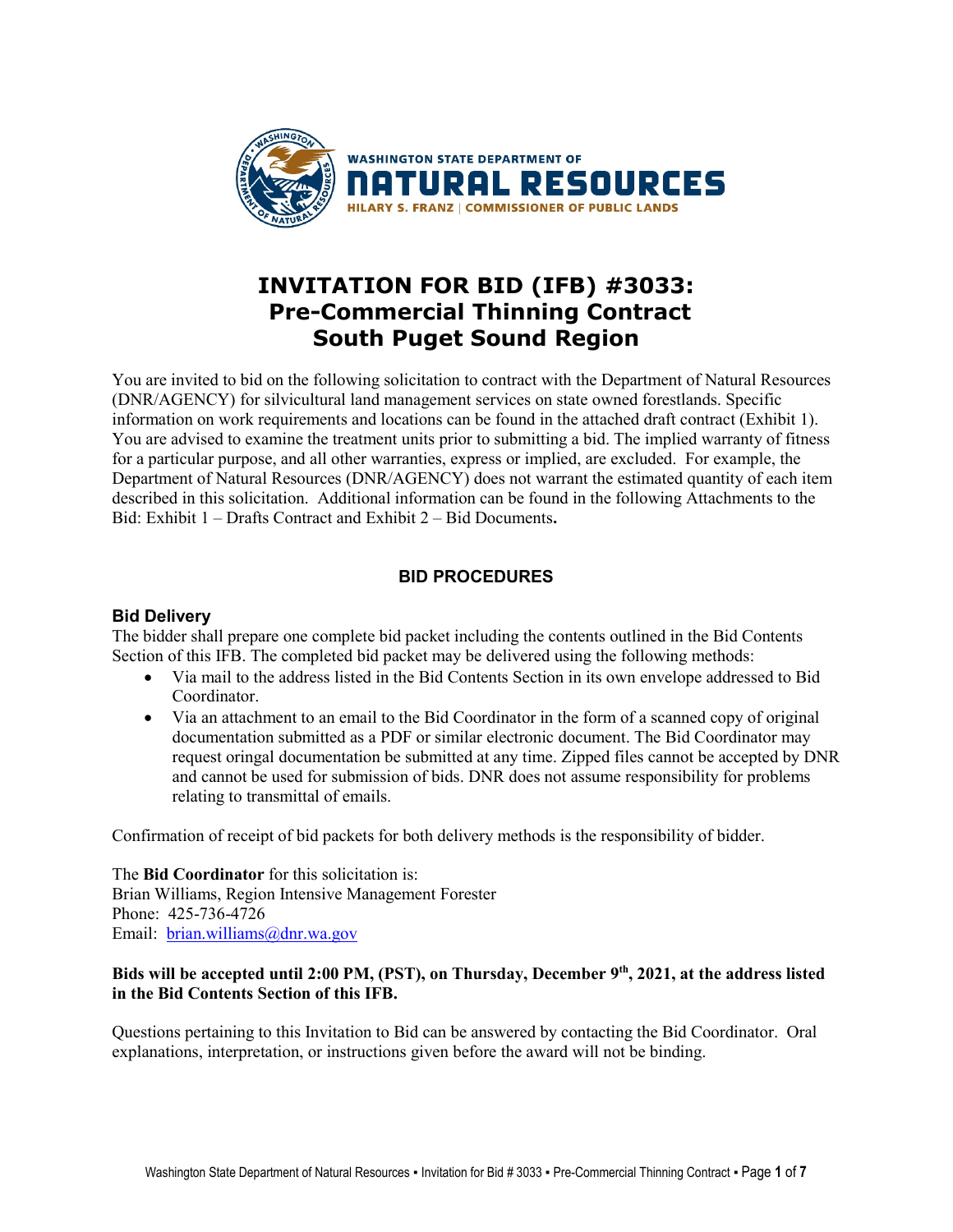WASHINGTON STATE DEPARTMENT OF
NATURAL RESOURCES
HILARY S. FRANZ | COMMISSIONER OF PUBLIC LANDS

# INVITATION FOR BID (IFB) #3033: Pre-Commercial Thinning Contract South Puget Sound Region

You are invited to bid on the following solicitation to contract with the Department of Natural Resources (DNR/AGENCY) for silvicultural land management services on state owned forestlands. Specific information on work requirements and locations can be found in the attached draft contract (Exhibit 1). You are advised to examine the treatment units prior to submitting a bid. The implied warranty of fitness for a particular purpose, and all other warranties, express or implied, are excluded. For example, the Department of Natural Resources (DNR/AGENCY) does not warrant the estimated quantity of each item described in this solicitation. Additional information can be found in the following Attachments to the Bid: Exhibit 1 – Drafts Contract and Exhibit 2 – Bid Documents**.**

## BID PROCEDURES

### Bid Delivery

The bidder shall prepare one complete bid packet including the contents outlined in the Bid Contents Section of this IFB. The completed bid packet may be delivered using the following methods:

- Via mail to the address listed in the Bid Contents Section in its own envelope addressed to Bid Coordinator.
- Via an attachment to an email to the Bid Coordinator in the form of a scanned copy of original documentation submitted as a PDF or similar electronic document. The Bid Coordinator may request oringal documentation be submitted at any time. Zipped files cannot be accepted by DNR and cannot be used for submission of bids. DNR does not assume responsibility for problems relating to transmittal of emails.

Confirmation of receipt of bid packets for both delivery methods is the responsibility of bidder.

The **Bid Coordinator** for this solicitation is:
Brian Williams, Region Intensive Management Forester
Phone: 425-736-4726
Email: brian.williams@dnr.wa.gov

**Bids will be accepted until 2:00 PM, (PST), on Thursday, December 9th, 2021, at the address listed in the Bid Contents Section of this IFB.**

Questions pertaining to this Invitation to Bid can be answered by contacting the Bid Coordinator. Oral explanations, interpretation, or instructions given before the award will not be binding.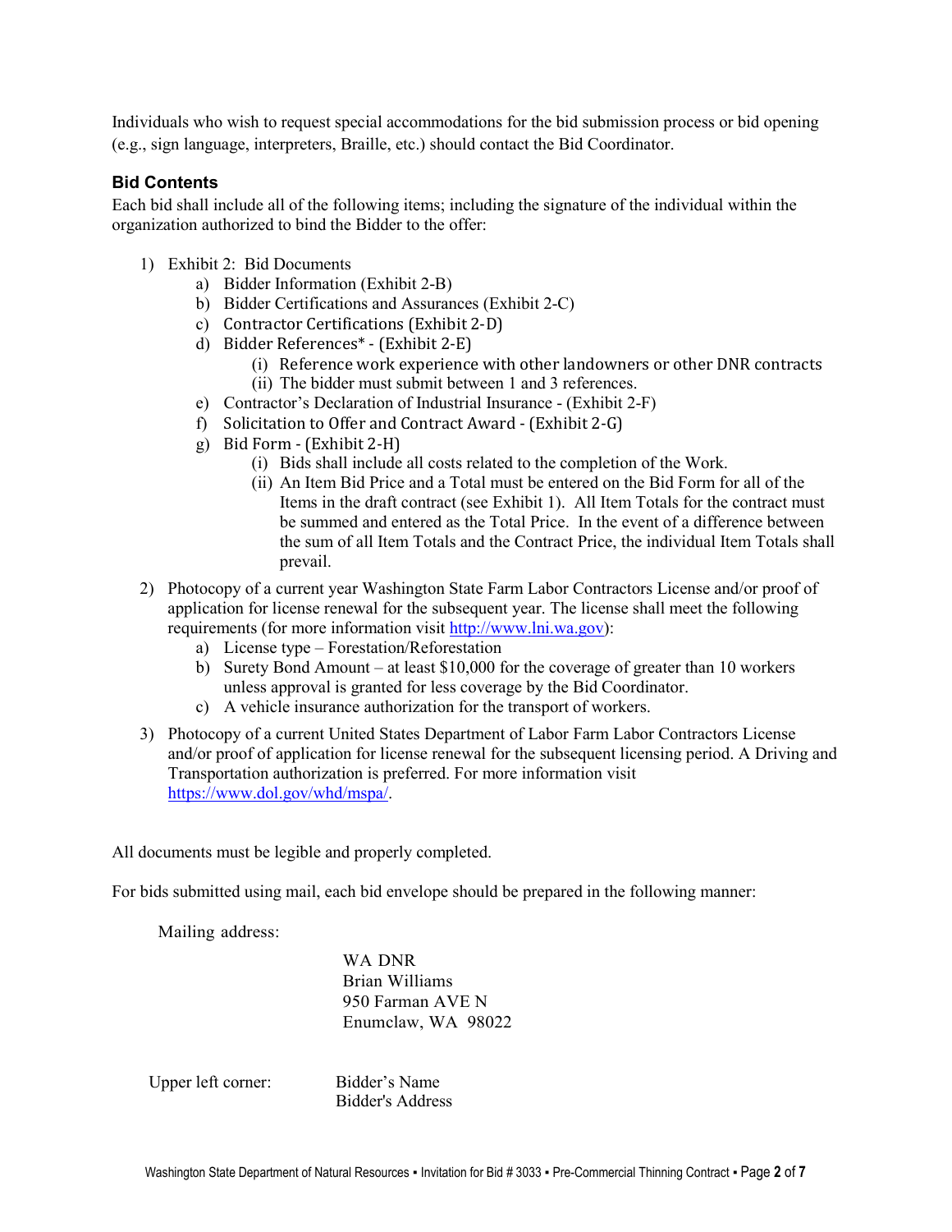Individuals who wish to request special accommodations for the bid submission process or bid opening (e.g., sign language, interpreters, Braille, etc.) should contact the Bid Coordinator.

### Bid Contents

Each bid shall include all of the following items; including the signature of the individual within the organization authorized to bind the Bidder to the offer:

1) Exhibit 2: Bid Documents
   a) Bidder Information (Exhibit 2-B)
   b) Bidder Certifications and Assurances (Exhibit 2-C)
   c) Contractor Certifications (Exhibit 2-D)
   d) Bidder References* - (Exhibit 2-E)
      (i) Reference work experience with other landowners or other DNR contracts
      (ii) The bidder must submit between 1 and 3 references.
   e) Contractor's Declaration of Industrial Insurance - (Exhibit 2-F)
   f) Solicitation to Offer and Contract Award - (Exhibit 2-G)
   g) Bid Form - (Exhibit 2-H)
      (i) Bids shall include all costs related to the completion of the Work.
      (ii) An Item Bid Price and a Total must be entered on the Bid Form for all of the Items in the draft contract (see Exhibit 1). All Item Totals for the contract must be summed and entered as the Total Price. In the event of a difference between the sum of all Item Totals and the Contract Price, the individual Item Totals shall prevail.
2) Photocopy of a current year Washington State Farm Labor Contractors License and/or proof of application for license renewal for the subsequent year. The license shall meet the following requirements (for more information visit http://www.lni.wa.gov):
   a) License type – Forestation/Reforestation
   b) Surety Bond Amount – at least $10,000 for the coverage of greater than 10 workers unless approval is granted for less coverage by the Bid Coordinator.
   c) A vehicle insurance authorization for the transport of workers.
3) Photocopy of a current United States Department of Labor Farm Labor Contractors License and/or proof of application for license renewal for the subsequent licensing period. A Driving and Transportation authorization is preferred. For more information visit https://www.dol.gov/whd/mspa/.

All documents must be legible and properly completed.

For bids submitted using mail, each bid envelope should be prepared in the following manner:

Mailing address:

WA DNR
Brian Williams
950 Farman AVE N
Enumclaw, WA 98022

Upper left corner:

Bidder's Name
Bidder's Address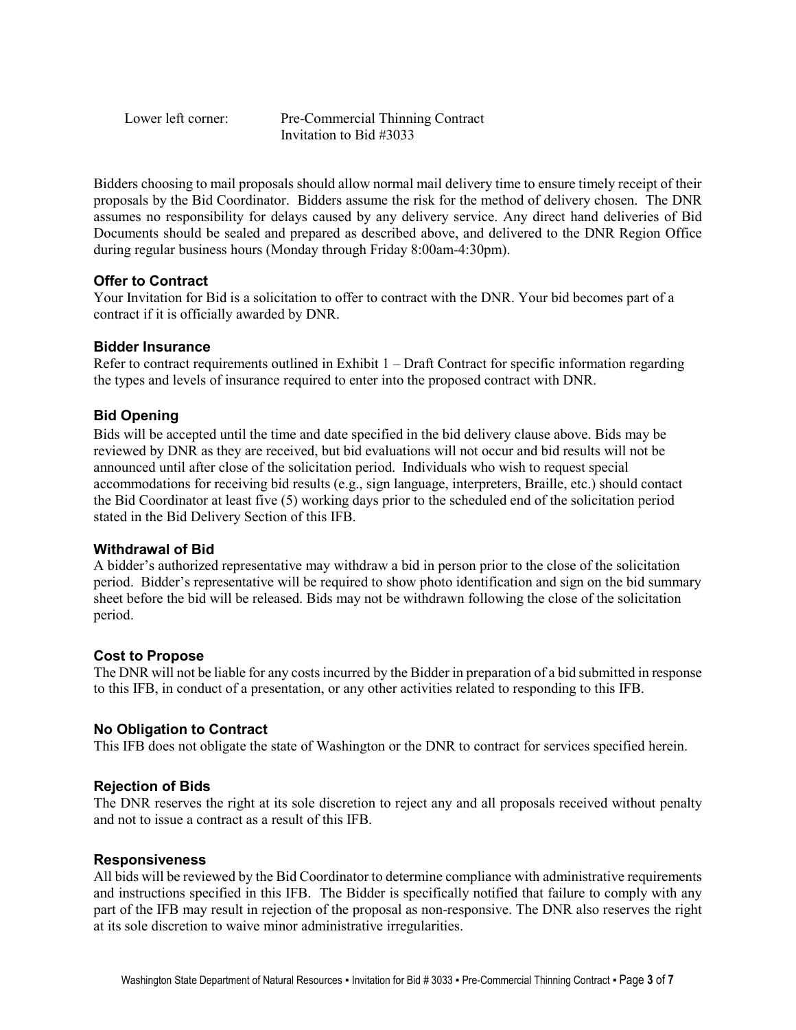Lower left corner: Pre-Commercial Thinning Contract
Invitation to Bid #3033

Bidders choosing to mail proposals should allow normal mail delivery time to ensure timely receipt of their proposals by the Bid Coordinator. Bidders assume the risk for the method of delivery chosen. The DNR assumes no responsibility for delays caused by any delivery service. Any direct hand deliveries of Bid Documents should be sealed and prepared as described above, and delivered to the DNR Region Office during regular business hours (Monday through Friday 8:00am-4:30pm).

### Offer to Contract

Your Invitation for Bid is a solicitation to offer to contract with the DNR. Your bid becomes part of a contract if it is officially awarded by DNR.

### Bidder Insurance

Refer to contract requirements outlined in Exhibit 1 – Draft Contract for specific information regarding the types and levels of insurance required to enter into the proposed contract with DNR.

### Bid Opening

Bids will be accepted until the time and date specified in the bid delivery clause above. Bids may be reviewed by DNR as they are received, but bid evaluations will not occur and bid results will not be announced until after close of the solicitation period. Individuals who wish to request special accommodations for receiving bid results (e.g., sign language, interpreters, Braille, etc.) should contact the Bid Coordinator at least five (5) working days prior to the scheduled end of the solicitation period stated in the Bid Delivery Section of this IFB.

### Withdrawal of Bid

A bidder's authorized representative may withdraw a bid in person prior to the close of the solicitation period. Bidder's representative will be required to show photo identification and sign on the bid summary sheet before the bid will be released. Bids may not be withdrawn following the close of the solicitation period.

### Cost to Propose

The DNR will not be liable for any costs incurred by the Bidder in preparation of a bid submitted in response to this IFB, in conduct of a presentation, or any other activities related to responding to this IFB.

### No Obligation to Contract

This IFB does not obligate the state of Washington or the DNR to contract for services specified herein.

### Rejection of Bids

The DNR reserves the right at its sole discretion to reject any and all proposals received without penalty and not to issue a contract as a result of this IFB.

### Responsiveness

All bids will be reviewed by the Bid Coordinator to determine compliance with administrative requirements and instructions specified in this IFB. The Bidder is specifically notified that failure to comply with any part of the IFB may result in rejection of the proposal as non-responsive. The DNR also reserves the right at its sole discretion to waive minor administrative irregularities.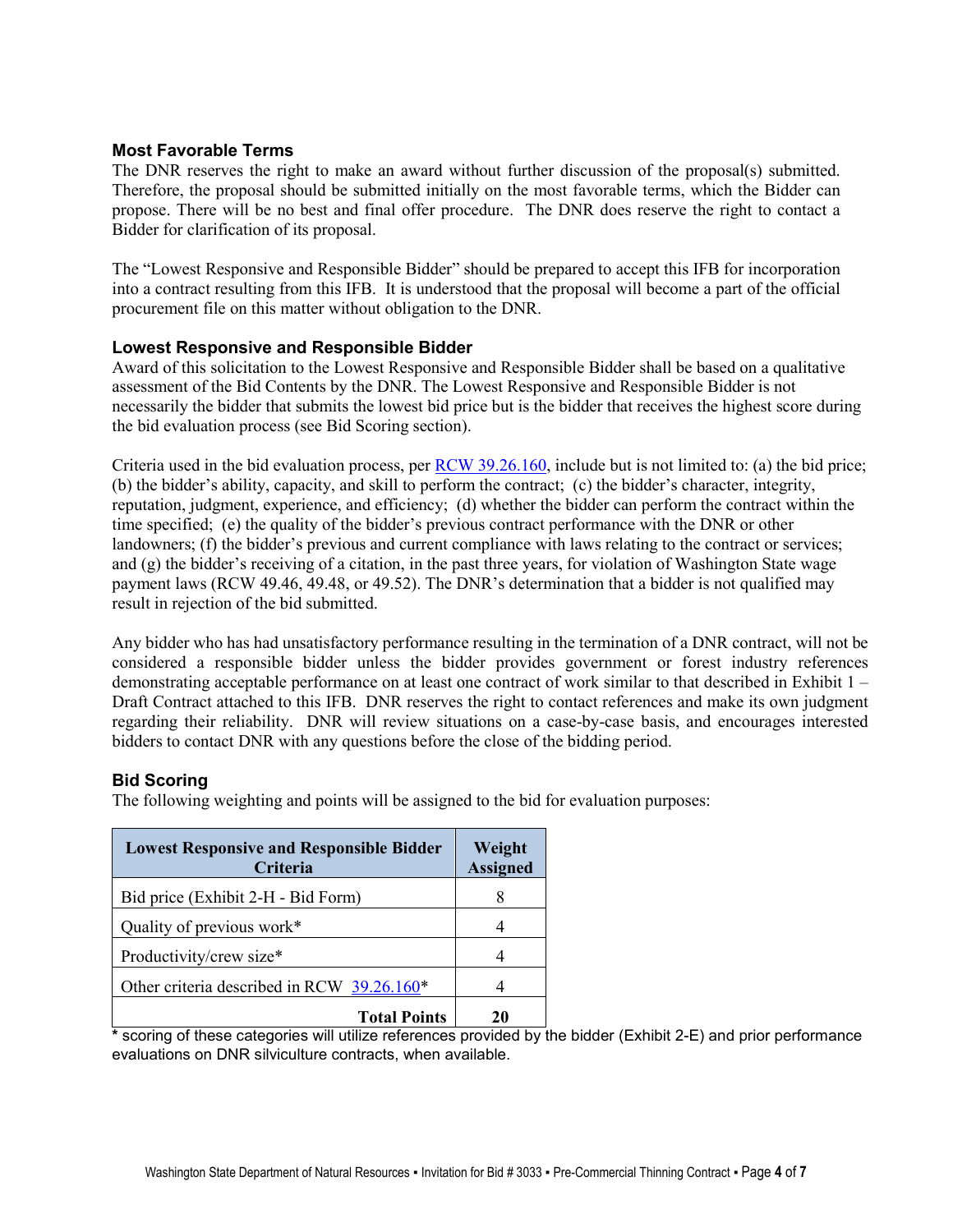### Most Favorable Terms

The DNR reserves the right to make an award without further discussion of the proposal(s) submitted. Therefore, the proposal should be submitted initially on the most favorable terms, which the Bidder can propose. There will be no best and final offer procedure. The DNR does reserve the right to contact a Bidder for clarification of its proposal.

The "Lowest Responsive and Responsible Bidder" should be prepared to accept this IFB for incorporation into a contract resulting from this IFB. It is understood that the proposal will become a part of the official procurement file on this matter without obligation to the DNR.

### Lowest Responsive and Responsible Bidder

Award of this solicitation to the Lowest Responsive and Responsible Bidder shall be based on a qualitative assessment of the Bid Contents by the DNR. The Lowest Responsive and Responsible Bidder is not necessarily the bidder that submits the lowest bid price but is the bidder that receives the highest score during the bid evaluation process (see Bid Scoring section).

Criteria used in the bid evaluation process, per RCW 39.26.160, include but is not limited to: (a) the bid price; (b) the bidder's ability, capacity, and skill to perform the contract; (c) the bidder's character, integrity, reputation, judgment, experience, and efficiency; (d) whether the bidder can perform the contract within the time specified; (e) the quality of the bidder's previous contract performance with the DNR or other landowners; (f) the bidder's previous and current compliance with laws relating to the contract or services; and (g) the bidder's receiving of a citation, in the past three years, for violation of Washington State wage payment laws (RCW 49.46, 49.48, or 49.52). The DNR's determination that a bidder is not qualified may result in rejection of the bid submitted.

Any bidder who has had unsatisfactory performance resulting in the termination of a DNR contract, will not be considered a responsible bidder unless the bidder provides government or forest industry references demonstrating acceptable performance on at least one contract of work similar to that described in Exhibit 1 – Draft Contract attached to this IFB. DNR reserves the right to contact references and make its own judgment regarding their reliability. DNR will review situations on a case-by-case basis, and encourages interested bidders to contact DNR with any questions before the close of the bidding period.

### Bid Scoring

The following weighting and points will be assigned to the bid for evaluation purposes:

| Lowest Responsive and Responsible Bidder Criteria | Weight Assigned |
|---|---|
| Bid price (Exhibit 2-H - Bid Form) | 8 |
| Quality of previous work* | 4 |
| Productivity/crew size* | 4 |
| Other criteria described in RCW 39.26.160* | 4 |
| **Total Points** | **20** |

* scoring of these categories will utilize references provided by the bidder (Exhibit 2-E) and prior performance evaluations on DNR silviculture contracts, when available.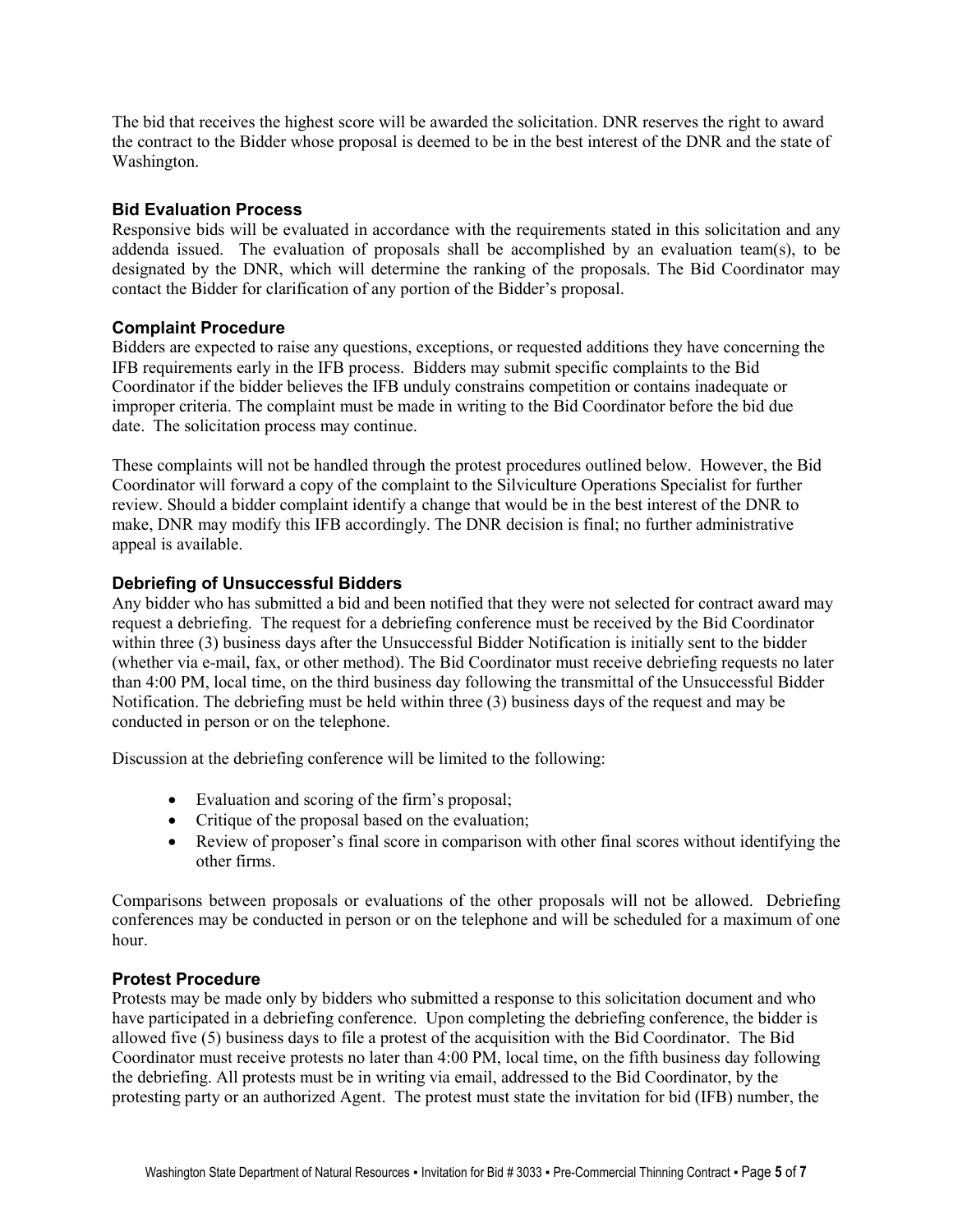The bid that receives the highest score will be awarded the solicitation. DNR reserves the right to award the contract to the Bidder whose proposal is deemed to be in the best interest of the DNR and the state of Washington.

### Bid Evaluation Process

Responsive bids will be evaluated in accordance with the requirements stated in this solicitation and any addenda issued. The evaluation of proposals shall be accomplished by an evaluation team(s), to be designated by the DNR, which will determine the ranking of the proposals. The Bid Coordinator may contact the Bidder for clarification of any portion of the Bidder's proposal.

### Complaint Procedure

Bidders are expected to raise any questions, exceptions, or requested additions they have concerning the IFB requirements early in the IFB process. Bidders may submit specific complaints to the Bid Coordinator if the bidder believes the IFB unduly constrains competition or contains inadequate or improper criteria. The complaint must be made in writing to the Bid Coordinator before the bid due date. The solicitation process may continue.

These complaints will not be handled through the protest procedures outlined below. However, the Bid Coordinator will forward a copy of the complaint to the Silviculture Operations Specialist for further review. Should a bidder complaint identify a change that would be in the best interest of the DNR to make, DNR may modify this IFB accordingly. The DNR decision is final; no further administrative appeal is available.

### Debriefing of Unsuccessful Bidders

Any bidder who has submitted a bid and been notified that they were not selected for contract award may request a debriefing. The request for a debriefing conference must be received by the Bid Coordinator within three (3) business days after the Unsuccessful Bidder Notification is initially sent to the bidder (whether via e-mail, fax, or other method). The Bid Coordinator must receive debriefing requests no later than 4:00 PM, local time, on the third business day following the transmittal of the Unsuccessful Bidder Notification. The debriefing must be held within three (3) business days of the request and may be conducted in person or on the telephone.

Discussion at the debriefing conference will be limited to the following:

- Evaluation and scoring of the firm's proposal;
- Critique of the proposal based on the evaluation;
- Review of proposer's final score in comparison with other final scores without identifying the other firms.

Comparisons between proposals or evaluations of the other proposals will not be allowed. Debriefing conferences may be conducted in person or on the telephone and will be scheduled for a maximum of one hour.

### Protest Procedure

Protests may be made only by bidders who submitted a response to this solicitation document and who have participated in a debriefing conference. Upon completing the debriefing conference, the bidder is allowed five (5) business days to file a protest of the acquisition with the Bid Coordinator. The Bid Coordinator must receive protests no later than 4:00 PM, local time, on the fifth business day following the debriefing. All protests must be in writing via email, addressed to the Bid Coordinator, by the protesting party or an authorized Agent. The protest must state the invitation for bid (IFB) number, the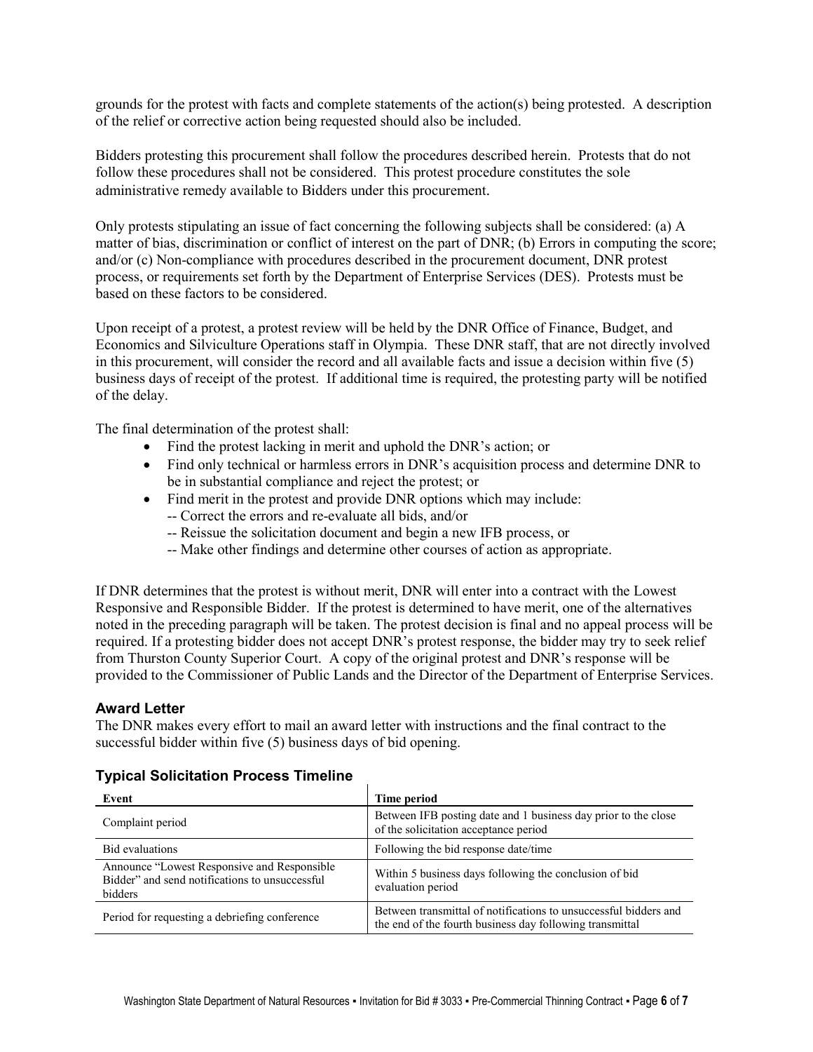grounds for the protest with facts and complete statements of the action(s) being protested. A description of the relief or corrective action being requested should also be included.

Bidders protesting this procurement shall follow the procedures described herein. Protests that do not follow these procedures shall not be considered. This protest procedure constitutes the sole administrative remedy available to Bidders under this procurement.

Only protests stipulating an issue of fact concerning the following subjects shall be considered: (a) A matter of bias, discrimination or conflict of interest on the part of DNR; (b) Errors in computing the score; and/or (c) Non-compliance with procedures described in the procurement document, DNR protest process, or requirements set forth by the Department of Enterprise Services (DES). Protests must be based on these factors to be considered.

Upon receipt of a protest, a protest review will be held by the DNR Office of Finance, Budget, and Economics and Silviculture Operations staff in Olympia. These DNR staff, that are not directly involved in this procurement, will consider the record and all available facts and issue a decision within five (5) business days of receipt of the protest. If additional time is required, the protesting party will be notified of the delay.

The final determination of the protest shall:

- Find the protest lacking in merit and uphold the DNR's action; or
- Find only technical or harmless errors in DNR's acquisition process and determine DNR to be in substantial compliance and reject the protest; or
- Find merit in the protest and provide DNR options which may include:
  - -- Correct the errors and re-evaluate all bids, and/or
  - -- Reissue the solicitation document and begin a new IFB process, or
  - -- Make other findings and determine other courses of action as appropriate.

If DNR determines that the protest is without merit, DNR will enter into a contract with the Lowest Responsive and Responsible Bidder. If the protest is determined to have merit, one of the alternatives noted in the preceding paragraph will be taken. The protest decision is final and no appeal process will be required. If a protesting bidder does not accept DNR's protest response, the bidder may try to seek relief from Thurston County Superior Court. A copy of the original protest and DNR's response will be provided to the Commissioner of Public Lands and the Director of the Department of Enterprise Services.

### Award Letter

The DNR makes every effort to mail an award letter with instructions and the final contract to the successful bidder within five (5) business days of bid opening.

### Typical Solicitation Process Timeline

| Event | Time period |
|---|---|
| Complaint period | Between IFB posting date and 1 business day prior to the close of the solicitation acceptance period |
| Bid evaluations | Following the bid response date/time |
| Announce "Lowest Responsive and Responsible Bidder" and send notifications to unsuccessful bidders | Within 5 business days following the conclusion of bid evaluation period |
| Period for requesting a debriefing conference | Between transmittal of notifications to unsuccessful bidders and the end of the fourth business day following transmittal |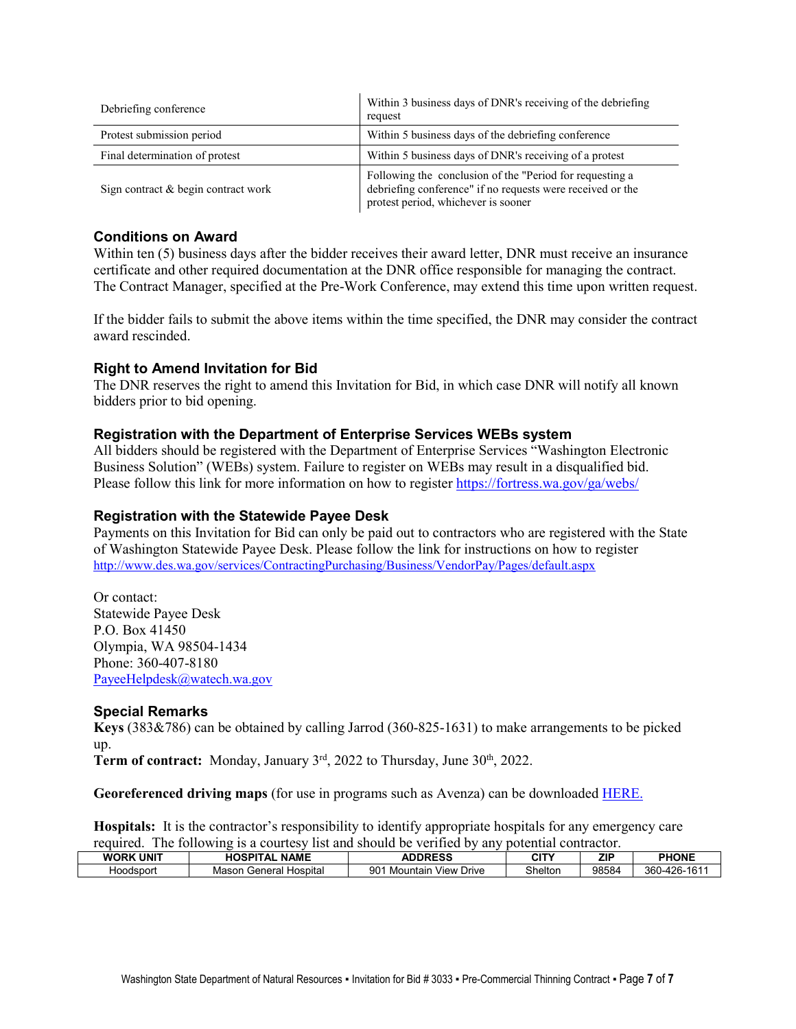| | |
|---|---|
| Debriefing conference | Within 3 business days of DNR's receiving of the debriefing request |
| Protest submission period | Within 5 business days of the debriefing conference |
| Final determination of protest | Within 5 business days of DNR's receiving of a protest |
| Sign contract & begin contract work | Following the conclusion of the "Period for requesting a debriefing conference" if no requests were received or the protest period, whichever is sooner |

### Conditions on Award

Within ten (5) business days after the bidder receives their award letter, DNR must receive an insurance certificate and other required documentation at the DNR office responsible for managing the contract. The Contract Manager, specified at the Pre-Work Conference, may extend this time upon written request.

If the bidder fails to submit the above items within the time specified, the DNR may consider the contract award rescinded.

### Right to Amend Invitation for Bid

The DNR reserves the right to amend this Invitation for Bid, in which case DNR will notify all known bidders prior to bid opening.

### Registration with the Department of Enterprise Services WEBs system

All bidders should be registered with the Department of Enterprise Services "Washington Electronic Business Solution" (WEBs) system. Failure to register on WEBs may result in a disqualified bid. Please follow this link for more information on how to register https://fortress.wa.gov/ga/webs/

### Registration with the Statewide Payee Desk

Payments on this Invitation for Bid can only be paid out to contractors who are registered with the State of Washington Statewide Payee Desk. Please follow the link for instructions on how to register http://www.des.wa.gov/services/ContractingPurchasing/Business/VendorPay/Pages/default.aspx

Or contact:
Statewide Payee Desk
P.O. Box 41450
Olympia, WA 98504-1434
Phone: 360-407-8180
PayeeHelpdesk@watech.wa.gov

### Special Remarks

**Keys** (383&786) can be obtained by calling Jarrod (360-825-1631) to make arrangements to be picked up.
**Term of contract:** Monday, January 3rd, 2022 to Thursday, June 30th, 2022.

**Georeferenced driving maps** (for use in programs such as Avenza) can be downloaded HERE.

**Hospitals:** It is the contractor's responsibility to identify appropriate hospitals for any emergency care required. The following is a courtesy list and should be verified by any potential contractor.

| WORK UNIT | HOSPITAL NAME | ADDRESS | CITY | ZIP | PHONE |
|---|---|---|---|---|---|
| Hoodsport | Mason General Hospital | 901 Mountain View Drive | Shelton | 98584 | 360-426-1611 |